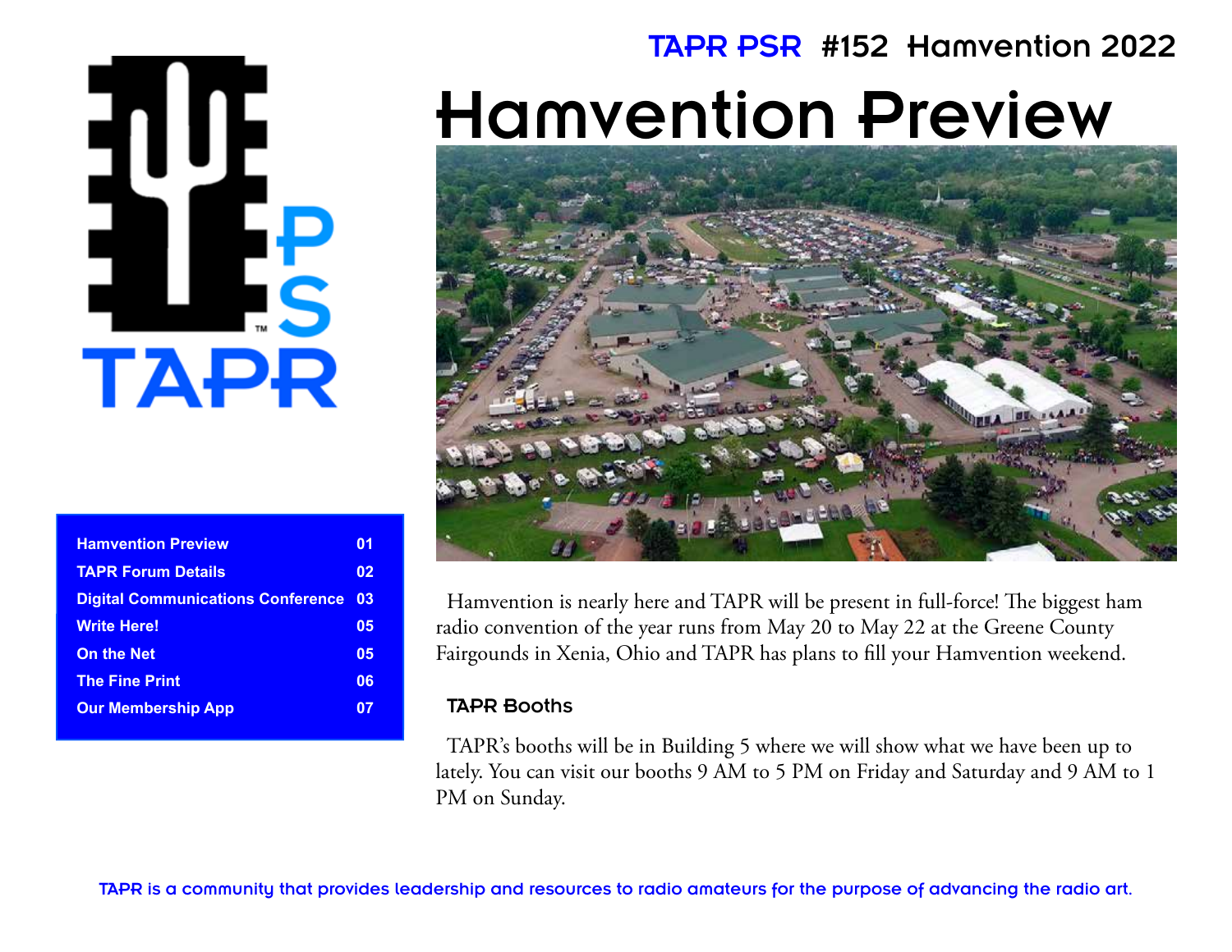TAPR PSR #152 Hamvention 2022

# Hamvention Preview

| | |
|---|---|
| Hamvention Preview | 01 |
| TAPR Forum Details | 02 |
| Digital Communications Conference | 03 |
| Write Here! | 05 |
| On the Net | 05 |
| The Fine Print | 06 |
| Our Membership App | 07 |

Hamvention is nearly here and TAPR will be present in full-force! The biggest ham radio convention of the year runs from May 20 to May 22 at the Greene County Fairgounds in Xenia, Ohio and TAPR has plans to fill your Hamvention weekend.

### TAPR Booths

TAPR's booths will be in Building 5 where we will show what we have been up to lately. You can visit our booths 9 AM to 5 PM on Friday and Saturday and 9 AM to 1 PM on Sunday.

TAPR is a community that provides leadership and resources to radio amateurs for the purpose of advancing the radio art.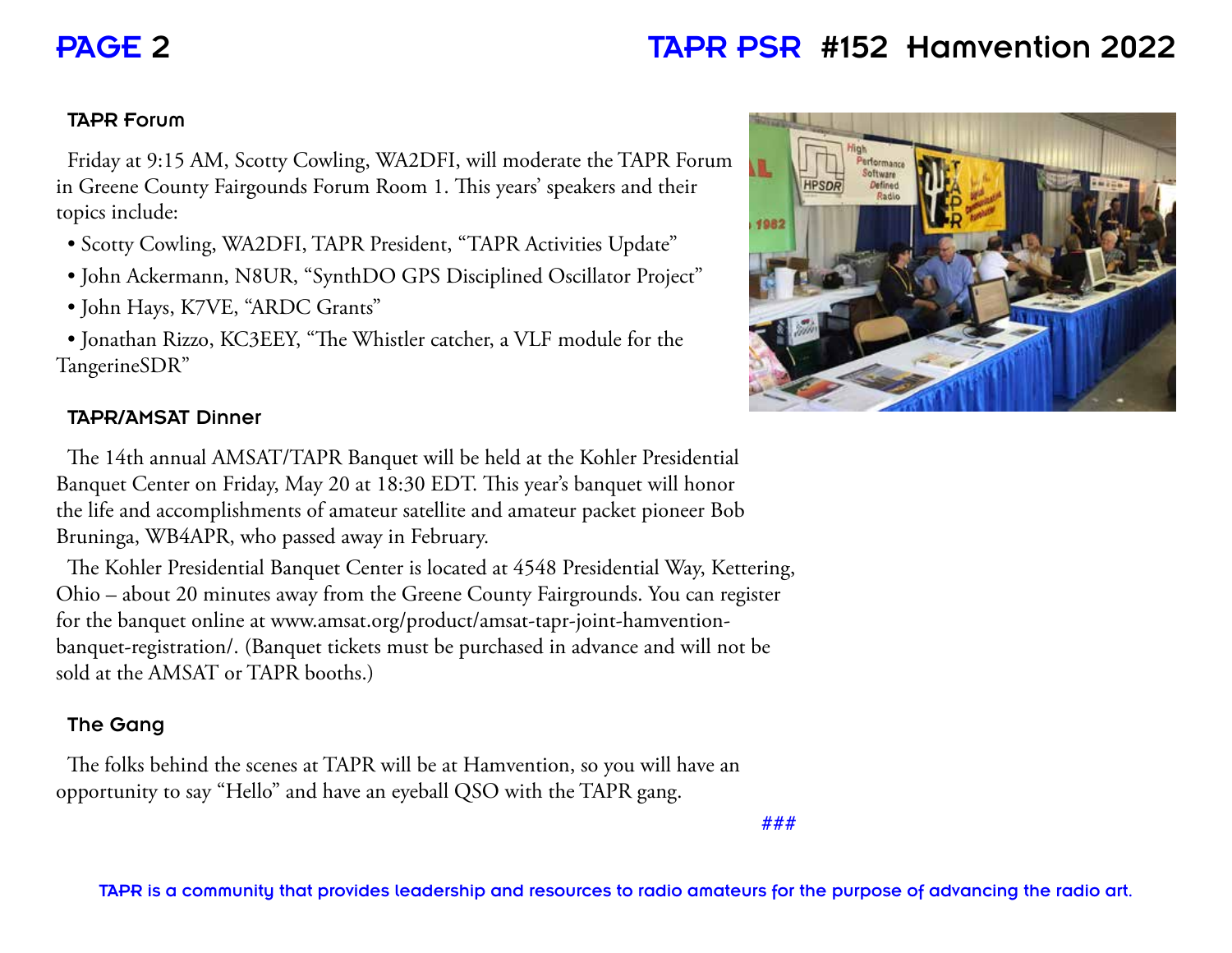### TAPR Forum

Friday at 9:15 AM, Scotty Cowling, WA2DFI, will moderate the TAPR Forum in Greene County Fairgounds Forum Room 1. This years' speakers and their topics include:

- Scotty Cowling, WA2DFI, TAPR President, "TAPR Activities Update"
- John Ackermann, N8UR, "SynthDO GPS Disciplined Oscillator Project"
- John Hays, K7VE, "ARDC Grants"
- Jonathan Rizzo, KC3EEY, "The Whistler catcher, a VLF module for the TangerineSDR"

### TAPR/AMSAT Dinner

The 14th annual AMSAT/TAPR Banquet will be held at the Kohler Presidential Banquet Center on Friday, May 20 at 18:30 EDT. This year's banquet will honor the life and accomplishments of amateur satellite and amateur packet pioneer Bob Bruninga, WB4APR, who passed away in February.

The Kohler Presidential Banquet Center is located at 4548 Presidential Way, Kettering, Ohio – about 20 minutes away from the Greene County Fairgrounds. You can register for the banquet online at www.amsat.org/product/amsat-tapr-joint-hamvention-banquet-registration/. (Banquet tickets must be purchased in advance and will not be sold at the AMSAT or TAPR booths.)

### The Gang

The folks behind the scenes at TAPR will be at Hamvention, so you will have an opportunity to say "Hello" and have an eyeball QSO with the TAPR gang.

###

TAPR is a community that provides leadership and resources to radio amateurs for the purpose of advancing the radio art.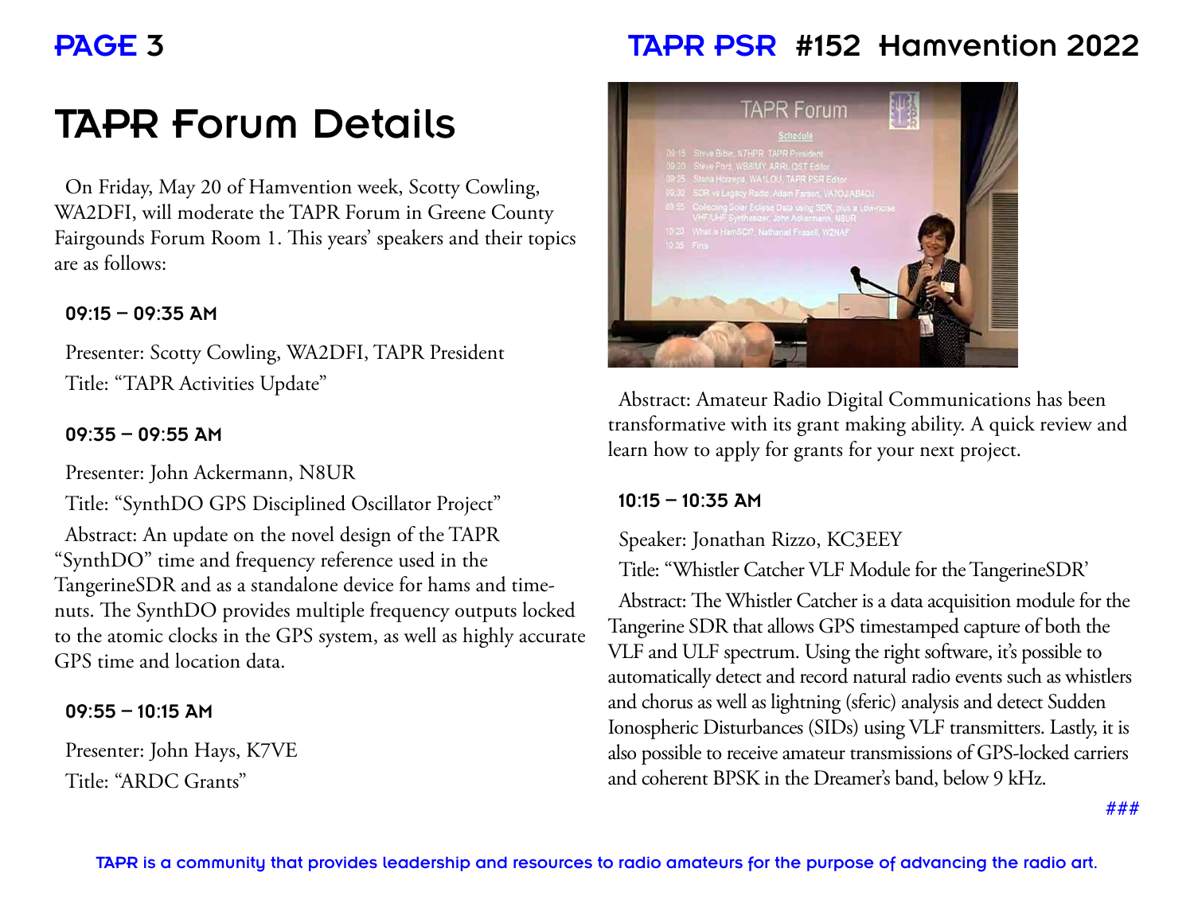# TAPR Forum Details

On Friday, May 20 of Hamvention week, Scotty Cowling, WA2DFI, will moderate the TAPR Forum in Greene County Fairgounds Forum Room 1. This years' speakers and their topics are as follows:

#### 09:15 – 09:35 AM

Presenter: Scotty Cowling, WA2DFI, TAPR President

Title: "TAPR Activities Update"

#### 09:35 – 09:55 AM

Presenter: John Ackermann, N8UR

Title: "SynthDO GPS Disciplined Oscillator Project"

Abstract: An update on the novel design of the TAPR "SynthDO" time and frequency reference used in the TangerineSDR and as a standalone device for hams and time-nuts. The SynthDO provides multiple frequency outputs locked to the atomic clocks in the GPS system, as well as highly accurate GPS time and location data.

#### 09:55 – 10:15 AM

Presenter: John Hays, K7VE

Title: "ARDC Grants"

Abstract: Amateur Radio Digital Communications has been transformative with its grant making ability. A quick review and learn how to apply for grants for your next project.

#### 10:15 – 10:35 AM

Speaker: Jonathan Rizzo, KC3EEY

Title: "Whistler Catcher VLF Module for the TangerineSDR'

Abstract: The Whistler Catcher is a data acquisition module for the Tangerine SDR that allows GPS timestamped capture of both the VLF and ULF spectrum. Using the right software, it's possible to automatically detect and record natural radio events such as whistlers and chorus as well as lightning (sferic) analysis and detect Sudden Ionospheric Disturbances (SIDs) using VLF transmitters. Lastly, it is also possible to receive amateur transmissions of GPS-locked carriers and coherent BPSK in the Dreamer's band, below 9 kHz.

###

TAPR is a community that provides leadership and resources to radio amateurs for the purpose of advancing the radio art.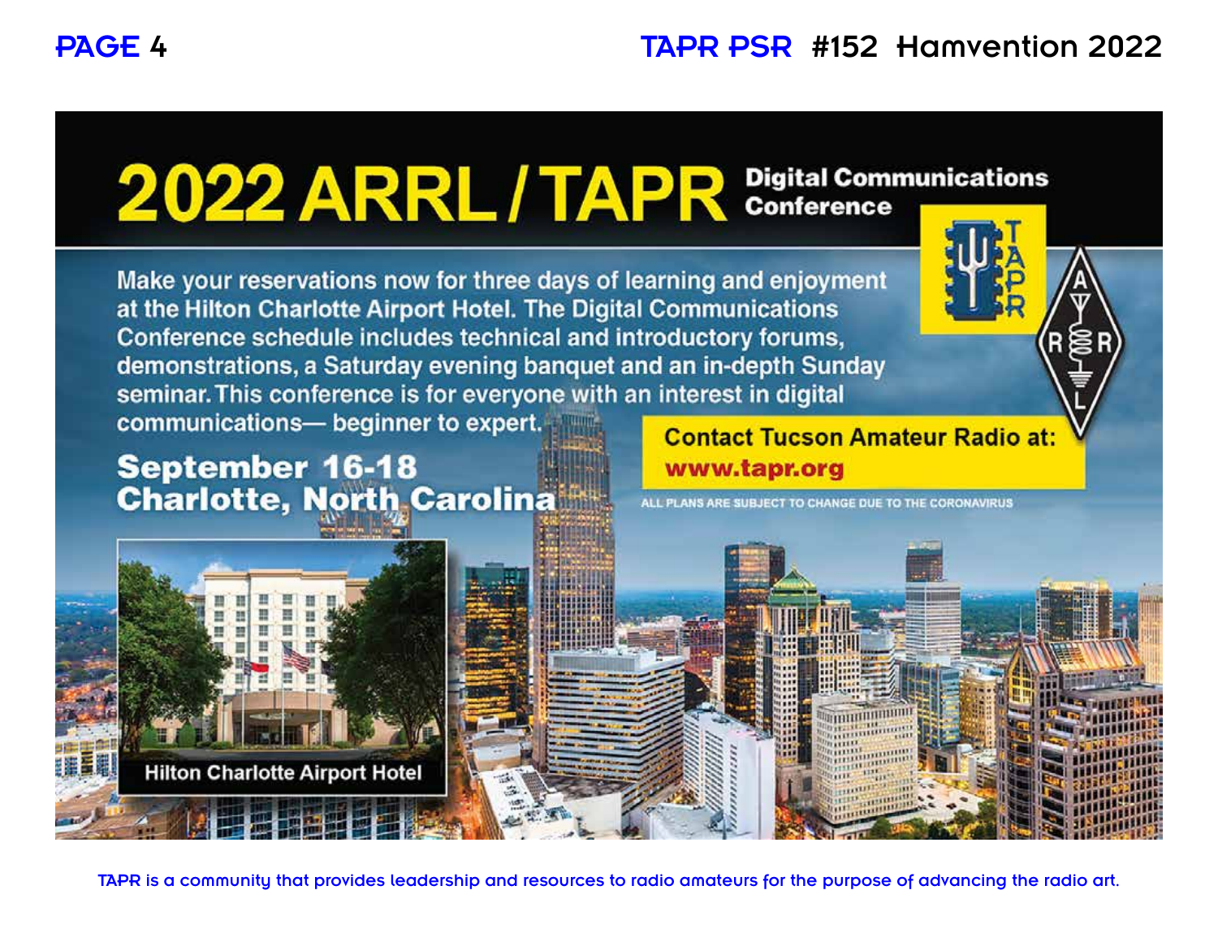# 2022 ARRL / TAPR Digital Communications Conference

Make your reservations now for three days of learning and enjoyment at the Hilton Charlotte Airport Hotel. The Digital Communications Conference schedule includes technical and introductory forums, demonstrations, a Saturday evening banquet and an in-depth Sunday seminar. This conference is for everyone with an interest in digital communications— beginner to expert.

**September 16-18**
**Charlotte, North Carolina**

**Contact Tucson Amateur Radio at:**
**www.tapr.org**

ALL PLANS ARE SUBJECT TO CHANGE DUE TO THE CORONAVIRUS

Hilton Charlotte Airport Hotel

TAPR is a community that provides leadership and resources to radio amateurs for the purpose of advancing the radio art.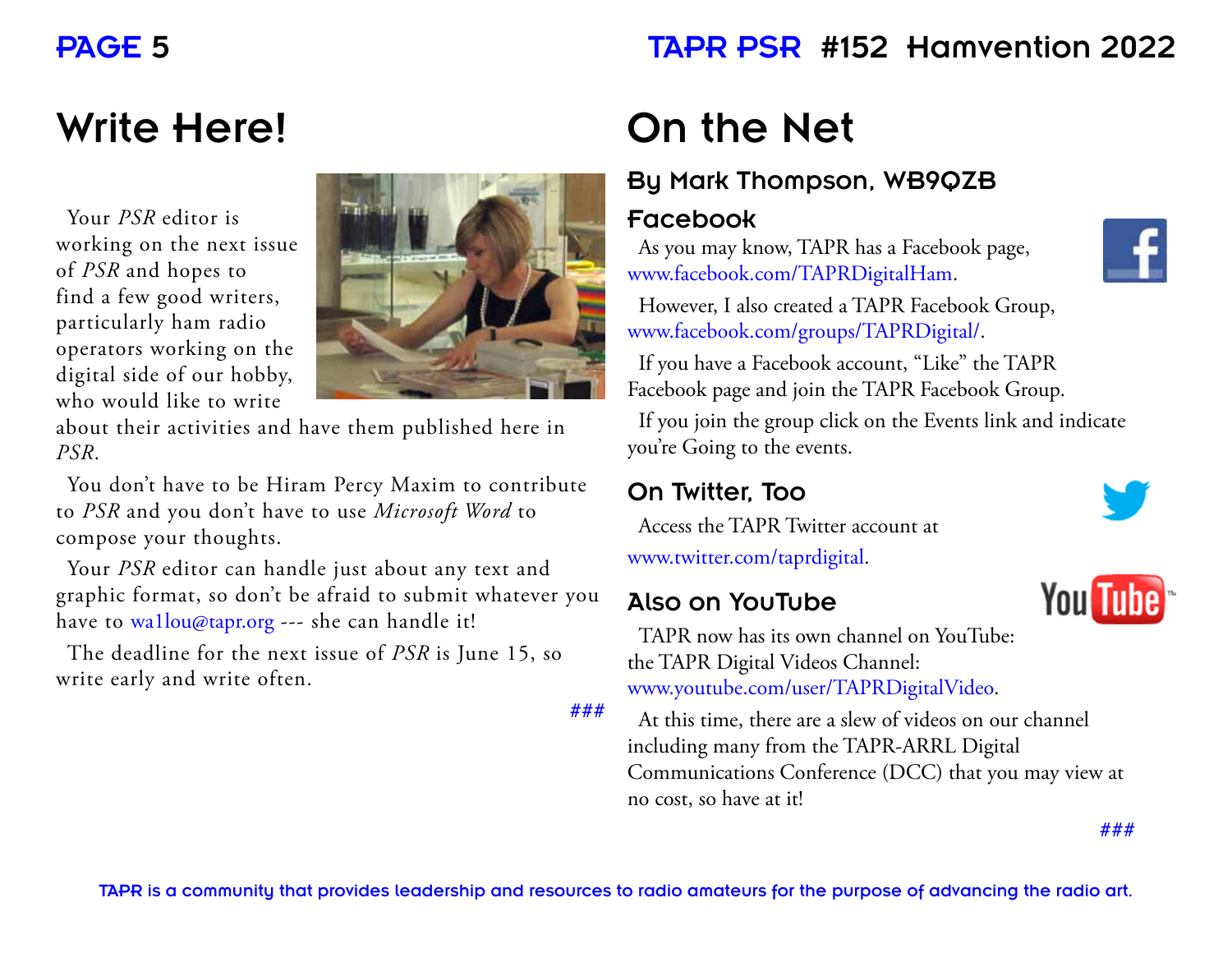# Write Here!

Your *PSR* editor is working on the next issue of *PSR* and hopes to find a few good writers, particularly ham radio operators working on the digital side of our hobby, who would like to write about their activities and have them published here in *PSR*.

You don't have to be Hiram Percy Maxim to contribute to *PSR* and you don't have to use *Microsoft Word* to compose your thoughts.

Your *PSR* editor can handle just about any text and graphic format, so don't be afraid to submit whatever you have to wa1lou@tapr.org --- she can handle it!

The deadline for the next issue of *PSR* is June 15, so write early and write often.

###

# On the Net

## By Mark Thompson, WB9QZB

### Facebook

As you may know, TAPR has a Facebook page, www.facebook.com/TAPRDigitalHam.

However, I also created a TAPR Facebook Group, www.facebook.com/groups/TAPRDigital/.

If you have a Facebook account, "Like" the TAPR Facebook page and join the TAPR Facebook Group.

If you join the group click on the Events link and indicate you're Going to the events.

### On Twitter, Too

Access the TAPR Twitter account at www.twitter.com/taprdigital.

### Also on YouTube

TAPR now has its own channel on YouTube: the TAPR Digital Videos Channel: www.youtube.com/user/TAPRDigitalVideo.

At this time, there are a slew of videos on our channel including many from the TAPR-ARRL Digital Communications Conference (DCC) that you may view at no cost, so have at it!

###

TAPR is a community that provides leadership and resources to radio amateurs for the purpose of advancing the radio art.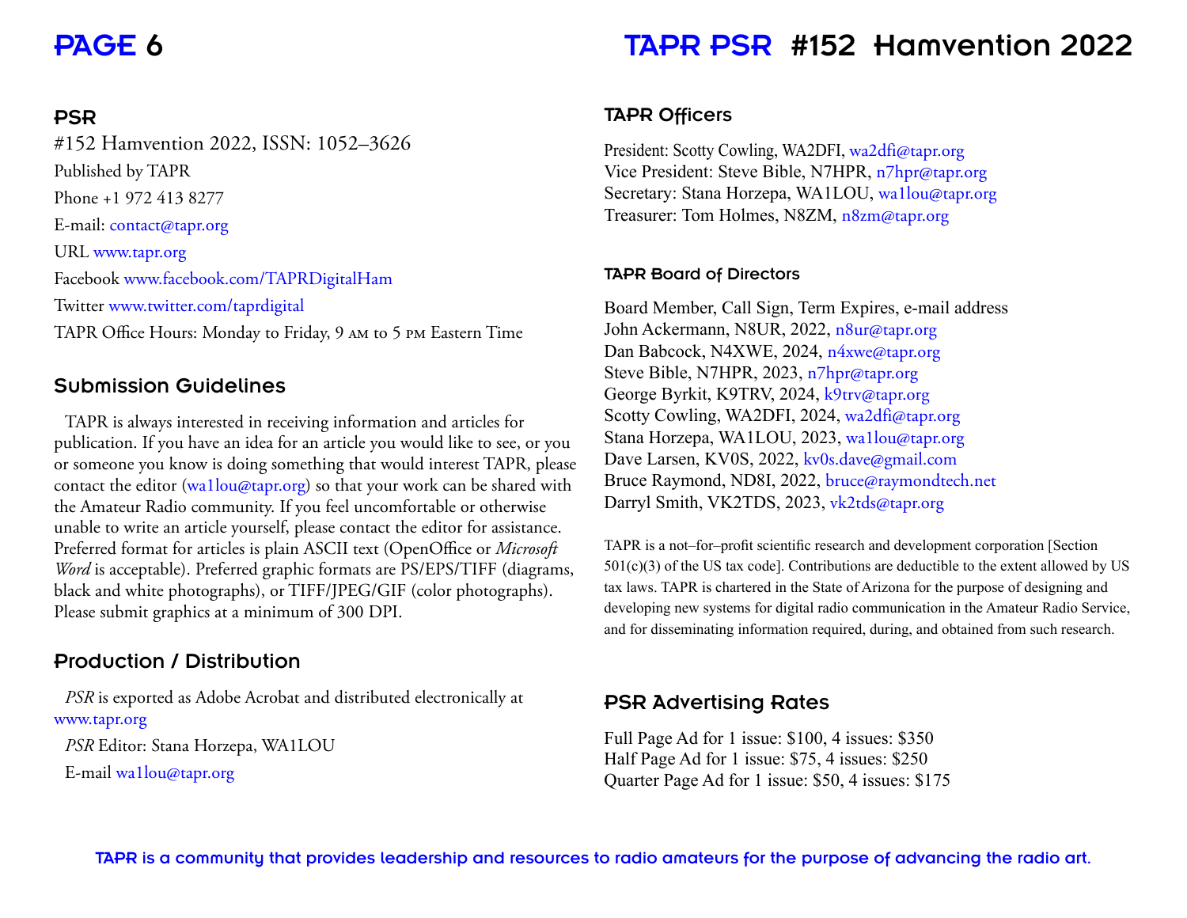## PSR

#152 Hamvention 2022, ISSN: 1052–3626

Published by TAPR

Phone +1 972 413 8277

E-mail: contact@tapr.org

URL www.tapr.org

Facebook www.facebook.com/TAPRDigitalHam

Twitter www.twitter.com/taprdigital

TAPR Office Hours: Monday to Friday, 9 AM to 5 PM Eastern Time

## Submission Guidelines

TAPR is always interested in receiving information and articles for publication. If you have an idea for an article you would like to see, or you or someone you know is doing something that would interest TAPR, please contact the editor (wa1lou@tapr.org) so that your work can be shared with the Amateur Radio community. If you feel uncomfortable or otherwise unable to write an article yourself, please contact the editor for assistance. Preferred format for articles is plain ASCII text (OpenOffice or *Microsoft Word* is acceptable). Preferred graphic formats are PS/EPS/TIFF (diagrams, black and white photographs), or TIFF/JPEG/GIF (color photographs). Please submit graphics at a minimum of 300 DPI.

## Production / Distribution

*PSR* is exported as Adobe Acrobat and distributed electronically at www.tapr.org

*PSR* Editor: Stana Horzepa, WA1LOU

E-mail wa1lou@tapr.org

## TAPR Officers

President: Scotty Cowling, WA2DFI, wa2dfi@tapr.org
Vice President: Steve Bible, N7HPR, n7hpr@tapr.org
Secretary: Stana Horzepa, WA1LOU, wa1lou@tapr.org
Treasurer: Tom Holmes, N8ZM, n8zm@tapr.org

### TAPR Board of Directors

Board Member, Call Sign, Term Expires, e-mail address
John Ackermann, N8UR, 2022, n8ur@tapr.org
Dan Babcock, N4XWE, 2024, n4xwe@tapr.org
Steve Bible, N7HPR, 2023, n7hpr@tapr.org
George Byrkit, K9TRV, 2024, k9trv@tapr.org
Scotty Cowling, WA2DFI, 2024, wa2dfi@tapr.org
Stana Horzepa, WA1LOU, 2023, wa1lou@tapr.org
Dave Larsen, KV0S, 2022, kv0s.dave@gmail.com
Bruce Raymond, ND8I, 2022, bruce@raymondtech.net
Darryl Smith, VK2TDS, 2023, vk2tds@tapr.org

TAPR is a not–for–profit scientific research and development corporation [Section 501(c)(3) of the US tax code]. Contributions are deductible to the extent allowed by US tax laws. TAPR is chartered in the State of Arizona for the purpose of designing and developing new systems for digital radio communication in the Amateur Radio Service, and for disseminating information required, during, and obtained from such research.

## PSR Advertising Rates

Full Page Ad for 1 issue: $100, 4 issues: $350
Half Page Ad for 1 issue: $75, 4 issues: $250
Quarter Page Ad for 1 issue: $50, 4 issues: $175

**TAPR is a community that provides leadership and resources to radio amateurs for the purpose of advancing the radio art.**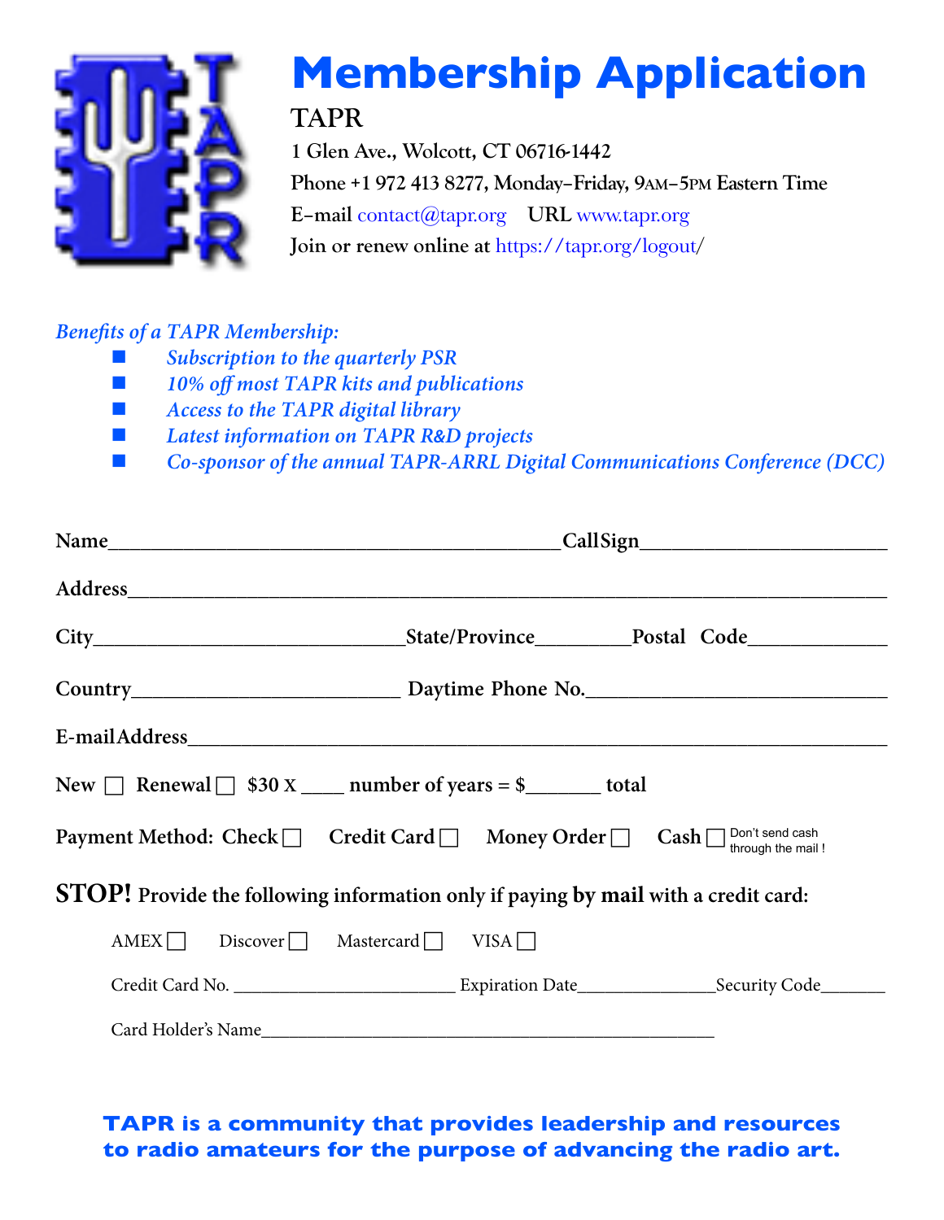# Membership Application

TAPR

1 Glen Ave., Wolcott, CT 06716-1442

Phone +1 972 413 8277, Monday–Friday, 9AM–5PM Eastern Time

E-mail contact@tapr.org URL www.tapr.org

Join or renew online at https://tapr.org/logout/

*Benefits of a TAPR Membership:*

- *Subscription to the quarterly PSR*
- *10% off most TAPR kits and publications*
- *Access to the TAPR digital library*
- *Latest information on TAPR R&D projects*
- *Co-sponsor of the annual TAPR-ARRL Digital Communications Conference (DCC)*

Name_____________________________________________CallSign________________________

Address_______________________________________________________________________

City______________________________State/Province_________Postal Code_____________

Country_________________________ Daytime Phone No.____________________________

E-mail Address__________________________________________________________________

New ☐ Renewal ☐ $30 X ____ number of years = $_______ total

Payment Method: Check ☐ Credit Card ☐ Money Order ☐ Cash ☐ Don't send cash through the mail !

**STOP!** Provide the following information only if paying **by mail** with a credit card:

AMEX ☐ Discover ☐ Mastercard ☐ VISA ☐

Credit Card No. _______________________ Expiration Date______________Security Code_______

Card Holder's Name_____________________________________________

**TAPR is a community that provides leadership and resources to radio amateurs for the purpose of advancing the radio art.**